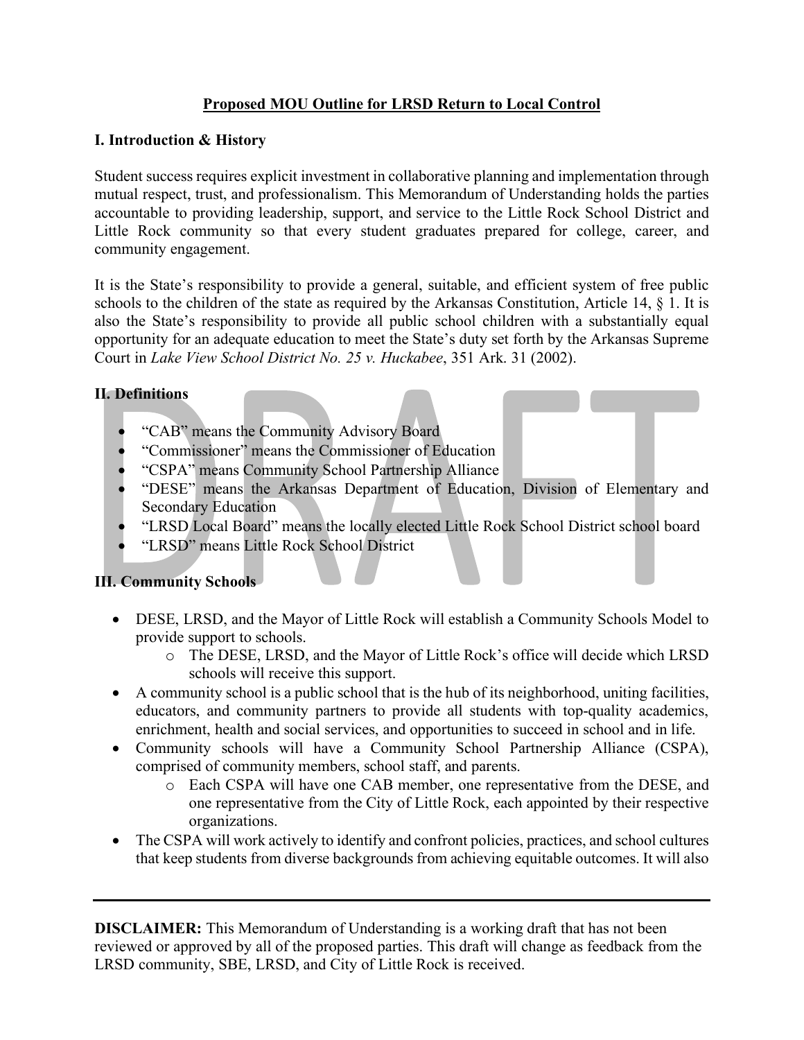**Proposed MOU Outline for LRSD Return to Local Control**

## I. Introduction & History

Student success requires explicit investment in collaborative planning and implementation through mutual respect, trust, and professionalism. This Memorandum of Understanding holds the parties accountable to providing leadership, support, and service to the Little Rock School District and Little Rock community so that every student graduates prepared for college, career, and community engagement.

It is the State's responsibility to provide a general, suitable, and efficient system of free public schools to the children of the state as required by the Arkansas Constitution, Article 14, § 1. It is also the State's responsibility to provide all public school children with a substantially equal opportunity for an adequate education to meet the State's duty set forth by the Arkansas Supreme Court in *Lake View School District No. 25 v. Huckabee*, 351 Ark. 31 (2002).

## II. Definitions

- "CAB" means the Community Advisory Board
- "Commissioner" means the Commissioner of Education
- "CSPA" means Community School Partnership Alliance
- "DESE" means the Arkansas Department of Education, Division of Elementary and Secondary Education
- "LRSD Local Board" means the locally elected Little Rock School District school board
- "LRSD" means Little Rock School District

## III. Community Schools

- DESE, LRSD, and the Mayor of Little Rock will establish a Community Schools Model to provide support to schools.
  - The DESE, LRSD, and the Mayor of Little Rock's office will decide which LRSD schools will receive this support.
- A community school is a public school that is the hub of its neighborhood, uniting facilities, educators, and community partners to provide all students with top-quality academics, enrichment, health and social services, and opportunities to succeed in school and in life.
- Community schools will have a Community School Partnership Alliance (CSPA), comprised of community members, school staff, and parents.
  - Each CSPA will have one CAB member, one representative from the DESE, and one representative from the City of Little Rock, each appointed by their respective organizations.
- The CSPA will work actively to identify and confront policies, practices, and school cultures that keep students from diverse backgrounds from achieving equitable outcomes. It will also

---

**DISCLAIMER:** This Memorandum of Understanding is a working draft that has not been reviewed or approved by all of the proposed parties. This draft will change as feedback from the LRSD community, SBE, LRSD, and City of Little Rock is received.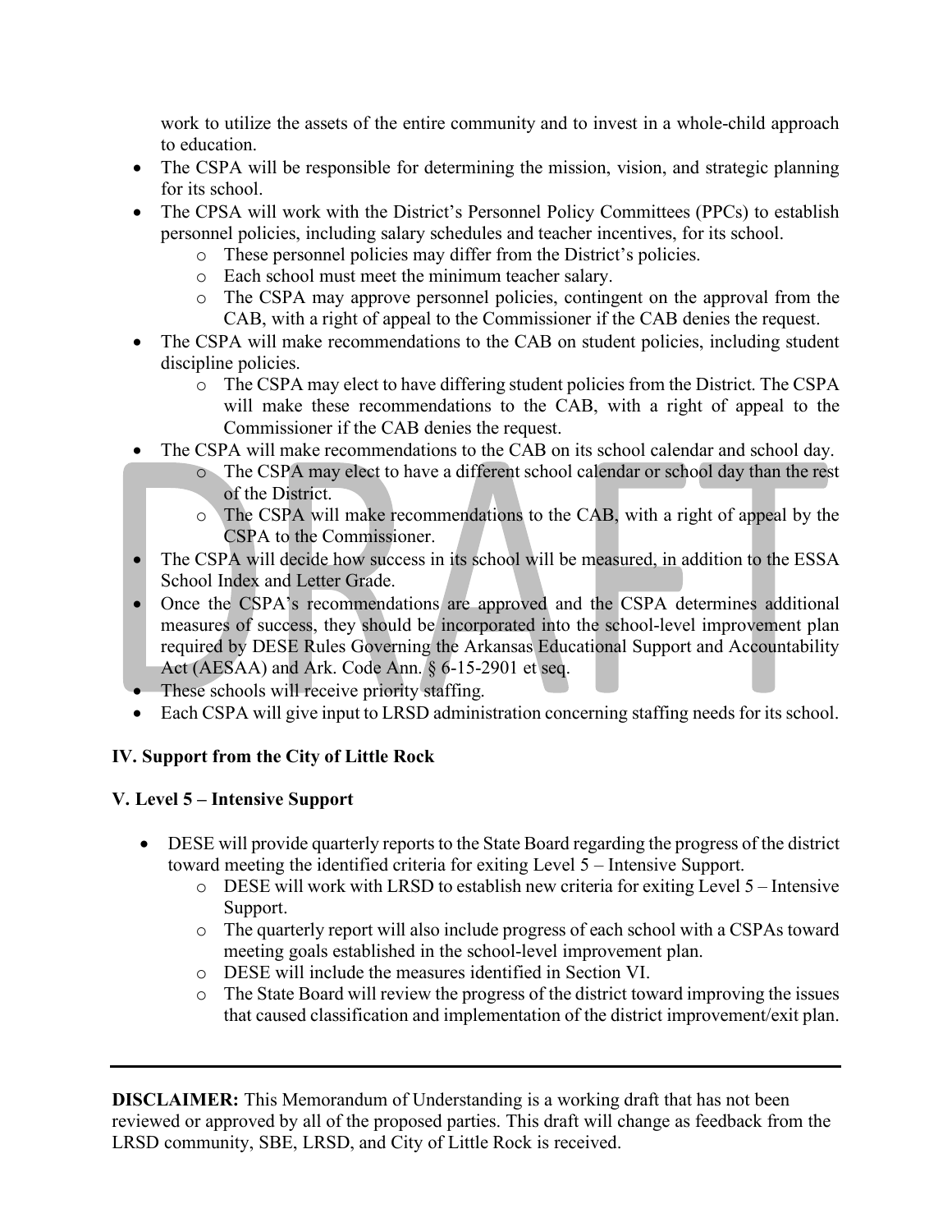work to utilize the assets of the entire community and to invest in a whole-child approach to education.

- The CSPA will be responsible for determining the mission, vision, and strategic planning for its school.
- The CPSA will work with the District's Personnel Policy Committees (PPCs) to establish personnel policies, including salary schedules and teacher incentives, for its school.
  - These personnel policies may differ from the District's policies.
  - Each school must meet the minimum teacher salary.
  - The CSPA may approve personnel policies, contingent on the approval from the CAB, with a right of appeal to the Commissioner if the CAB denies the request.
- The CSPA will make recommendations to the CAB on student policies, including student discipline policies.
  - The CSPA may elect to have differing student policies from the District. The CSPA will make these recommendations to the CAB, with a right of appeal to the Commissioner if the CAB denies the request.
- The CSPA will make recommendations to the CAB on its school calendar and school day.
  - The CSPA may elect to have a different school calendar or school day than the rest of the District.
  - The CSPA will make recommendations to the CAB, with a right of appeal by the CSPA to the Commissioner.
- The CSPA will decide how success in its school will be measured, in addition to the ESSA School Index and Letter Grade.
- Once the CSPA's recommendations are approved and the CSPA determines additional measures of success, they should be incorporated into the school-level improvement plan required by DESE Rules Governing the Arkansas Educational Support and Accountability Act (AESAA) and Ark. Code Ann. § 6-15-2901 et seq.
- These schools will receive priority staffing.
- Each CSPA will give input to LRSD administration concerning staffing needs for its school.

**IV. Support from the City of Little Rock**

**V. Level 5 – Intensive Support**

- DESE will provide quarterly reports to the State Board regarding the progress of the district toward meeting the identified criteria for exiting Level 5 – Intensive Support.
  - DESE will work with LRSD to establish new criteria for exiting Level 5 – Intensive Support.
  - The quarterly report will also include progress of each school with a CSPAs toward meeting goals established in the school-level improvement plan.
  - DESE will include the measures identified in Section VI.
  - The State Board will review the progress of the district toward improving the issues that caused classification and implementation of the district improvement/exit plan.

---

**DISCLAIMER:** This Memorandum of Understanding is a working draft that has not been reviewed or approved by all of the proposed parties. This draft will change as feedback from the LRSD community, SBE, LRSD, and City of Little Rock is received.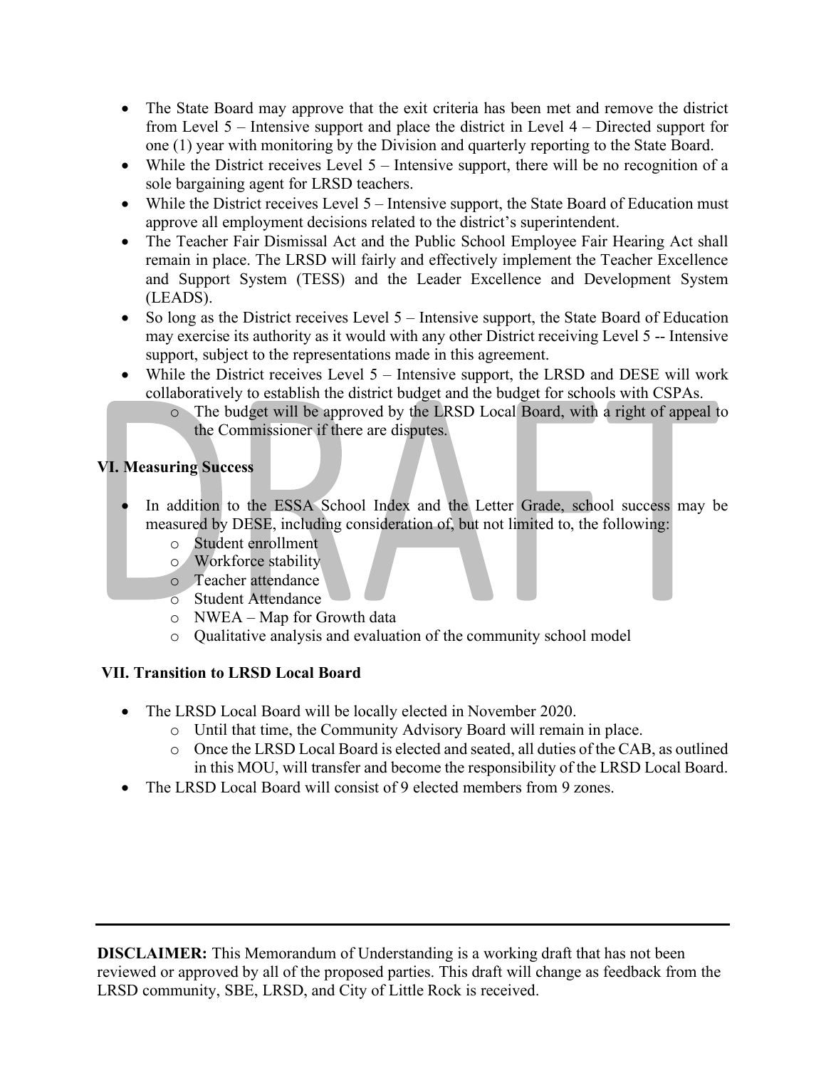- The State Board may approve that the exit criteria has been met and remove the district from Level 5 – Intensive support and place the district in Level 4 – Directed support for one (1) year with monitoring by the Division and quarterly reporting to the State Board.
- While the District receives Level 5 – Intensive support, there will be no recognition of a sole bargaining agent for LRSD teachers.
- While the District receives Level 5 – Intensive support, the State Board of Education must approve all employment decisions related to the district's superintendent.
- The Teacher Fair Dismissal Act and the Public School Employee Fair Hearing Act shall remain in place. The LRSD will fairly and effectively implement the Teacher Excellence and Support System (TESS) and the Leader Excellence and Development System (LEADS).
- So long as the District receives Level 5 – Intensive support, the State Board of Education may exercise its authority as it would with any other District receiving Level 5 -- Intensive support, subject to the representations made in this agreement.
- While the District receives Level 5 – Intensive support, the LRSD and DESE will work collaboratively to establish the district budget and the budget for schools with CSPAs.
  - The budget will be approved by the LRSD Local Board, with a right of appeal to the Commissioner if there are disputes.

**VI. Measuring Success**

- In addition to the ESSA School Index and the Letter Grade, school success may be measured by DESE, including consideration of, but not limited to, the following:
  - Student enrollment
  - Workforce stability
  - Teacher attendance
  - Student Attendance
  - NWEA – Map for Growth data
  - Qualitative analysis and evaluation of the community school model

**VII. Transition to LRSD Local Board**

- The LRSD Local Board will be locally elected in November 2020.
  - Until that time, the Community Advisory Board will remain in place.
  - Once the LRSD Local Board is elected and seated, all duties of the CAB, as outlined in this MOU, will transfer and become the responsibility of the LRSD Local Board.
- The LRSD Local Board will consist of 9 elected members from 9 zones.

---

**DISCLAIMER:** This Memorandum of Understanding is a working draft that has not been reviewed or approved by all of the proposed parties. This draft will change as feedback from the LRSD community, SBE, LRSD, and City of Little Rock is received.